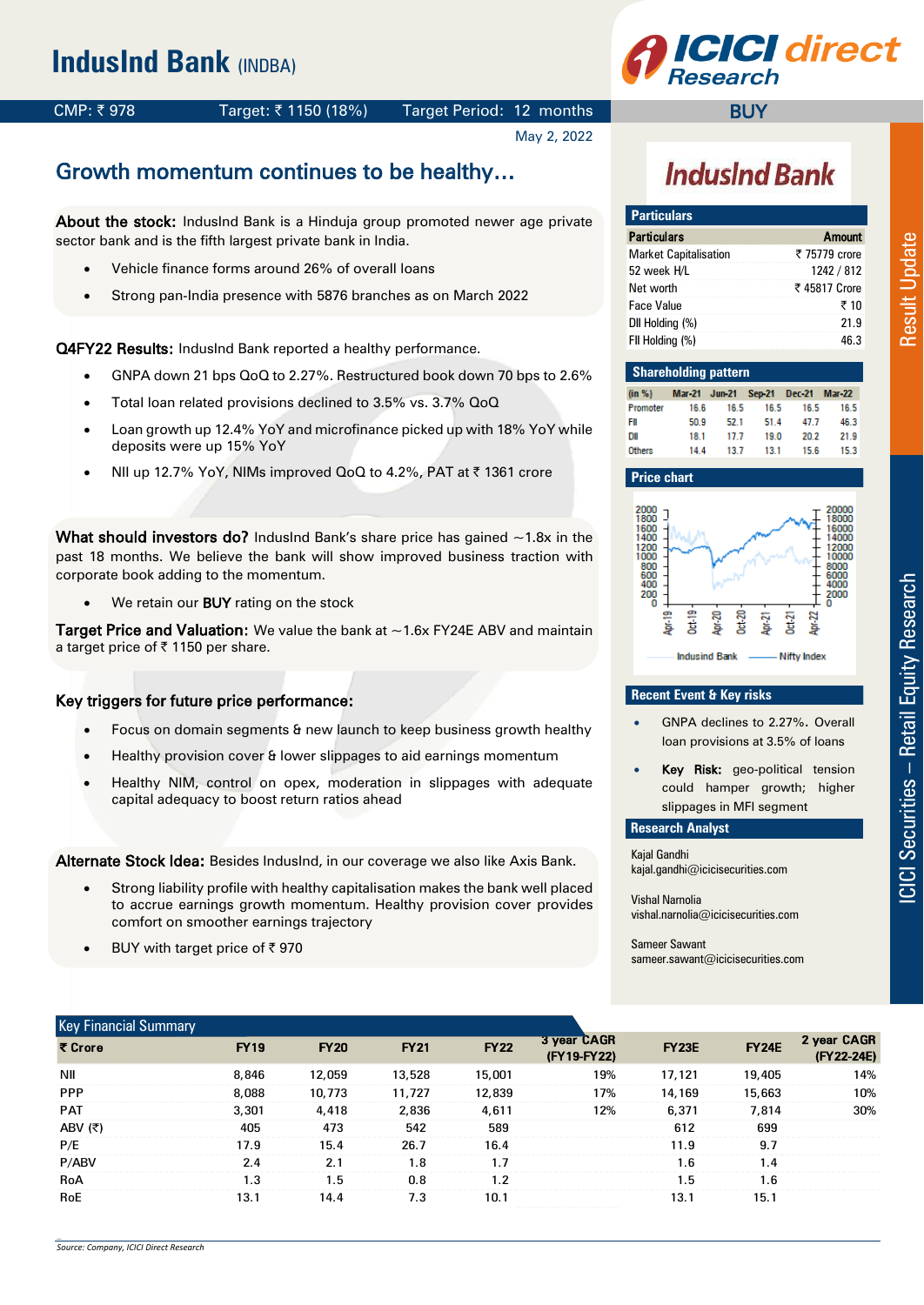# IndusInd Bank (INDBA)

CMP: ₹ 978 | Target: ₹ 1150 (18%) | Target Period: 12 months | **BUY**

May 2, 2022

## Growth momentum continues to be healthy…

**About the stock:** IndusInd Bank is a Hinduja group promoted newer age private sector bank and is the fifth largest private bank in India.

- Vehicle finance forms around 26% of overall loans
- Strong pan-India presence with 5876 branches as on March 2022

**Q4FY22 Results:** IndusInd Bank reported a healthy performance.

- GNPA down 21 bps QoQ to 2.27%. Restructured book down 70 bps to 2.6%
- Total loan related provisions declined to 3.5% vs. 3.7% QoQ
- Loan growth up 12.4% YoY and microfinance picked up with 18% YoY while deposits were up 15% YoY
- NII up 12.7% YoY, NIMs improved QoQ to 4.2%, PAT at ₹ 1361 crore

**What should investors do?** IndusInd Bank's share price has gained ~1.8x in the past 18 months. We believe the bank will show improved business traction with corporate book adding to the momentum.

- We retain our **BUY** rating on the stock

**Target Price and Valuation:** We value the bank at ~1.6x FY24E ABV and maintain a target price of ₹ 1150 per share.

**Key triggers for future price performance:**

- Focus on domain segments & new launch to keep business growth healthy
- Healthy provision cover & lower slippages to aid earnings momentum
- Healthy NIM, control on opex, moderation in slippages with adequate capital adequacy to boost return ratios ahead

**Alternate Stock Idea:** Besides IndusInd, in our coverage we also like Axis Bank.

- Strong liability profile with healthy capitalisation makes the bank well placed to accrue earnings growth momentum. Healthy provision cover provides comfort on smoother earnings trajectory
- BUY with target price of ₹ 970

### Particulars

| Particulars | Amount |
|---|---|
| Market Capitalisation | ₹ 75779 crore |
| 52 week H/L | 1242 / 812 |
| Net worth | ₹ 45817 Crore |
| Face Value | ₹ 10 |
| DII Holding (%) | 21.9 |
| FII Holding (%) | 46.3 |

### Shareholding pattern

| (in %) | Mar-21 | Jun-21 | Sep-21 | Dec-21 | Mar-22 |
|---|---|---|---|---|---|
| Promoter | 16.6 | 16.5 | 16.5 | 16.5 | 16.5 |
| FII | 50.9 | 52.1 | 51.4 | 47.7 | 46.3 |
| DII | 18.1 | 17.7 | 19.0 | 20.2 | 21.9 |
| Others | 14.4 | 13.7 | 13.1 | 15.6 | 15.3 |

### Price chart

(Indusind Bank vs Nifty Index, Apr-19 to Apr-22)

### Recent Event & Key risks

- GNPA declines to 2.27%. Overall loan provisions at 3.5% of loans
- **Key Risk:** geo-political tension could hamper growth; higher slippages in MFI segment

### Research Analyst

Kajal Gandhi
kajal.gandhi@icicisecurities.com

Vishal Narnolia
vishal.narnolia@icicisecurities.com

Sameer Sawant
sameer.sawant@icicisecurities.com

### Key Financial Summary

| ₹ Crore | FY19 | FY20 | FY21 | FY22 | 3 year CAGR (FY19-FY22) | FY23E | FY24E | 2 year CAGR (FY22-24E) |
|---|---|---|---|---|---|---|---|---|
| NII | 8,846 | 12,059 | 13,528 | 15,001 | 19% | 17,121 | 19,405 | 14% |
| PPP | 8,088 | 10,773 | 11,727 | 12,839 | 17% | 14,169 | 15,663 | 10% |
| PAT | 3,301 | 4,418 | 2,836 | 4,611 | 12% | 6,371 | 7,814 | 30% |
| ABV (₹) | 405 | 473 | 542 | 589 | | 612 | 699 | |
| P/E | 17.9 | 15.4 | 26.7 | 16.4 | | 11.9 | 9.7 | |
| P/ABV | 2.4 | 2.1 | 1.8 | 1.7 | | 1.6 | 1.4 | |
| RoA | 1.3 | 1.5 | 0.8 | 1.2 | | 1.5 | 1.6 | |
| RoE | 13.1 | 14.4 | 7.3 | 10.1 | | 13.1 | 15.1 | |

*Source: Company, ICICI Direct Research*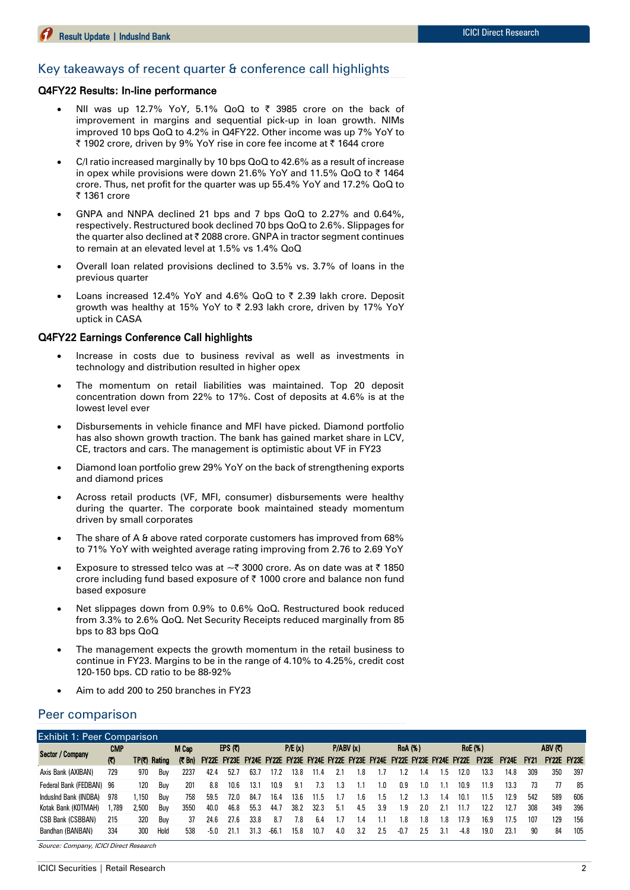## Key takeaways of recent quarter & conference call highlights

### Q4FY22 Results: In-line performance

- NII was up 12.7% YoY, 5.1% QoQ to ₹ 3985 crore on the back of improvement in margins and sequential pick-up in loan growth. NIMs improved 10 bps QoQ to 4.2% in Q4FY22. Other income was up 7% YoY to ₹ 1902 crore, driven by 9% YoY rise in core fee income at ₹ 1644 crore
- C/I ratio increased marginally by 10 bps QoQ to 42.6% as a result of increase in opex while provisions were down 21.6% YoY and 11.5% QoQ to ₹ 1464 crore. Thus, net profit for the quarter was up 55.4% YoY and 17.2% QoQ to ₹ 1361 crore
- GNPA and NNPA declined 21 bps and 7 bps QoQ to 2.27% and 0.64%, respectively. Restructured book declined 70 bps QoQ to 2.6%. Slippages for the quarter also declined at ₹ 2088 crore. GNPA in tractor segment continues to remain at an elevated level at 1.5% vs 1.4% QoQ
- Overall loan related provisions declined to 3.5% vs. 3.7% of loans in the previous quarter
- Loans increased 12.4% YoY and 4.6% QoQ to ₹ 2.39 lakh crore. Deposit growth was healthy at 15% YoY to ₹ 2.93 lakh crore, driven by 17% YoY uptick in CASA

### Q4FY22 Earnings Conference Call highlights

- Increase in costs due to business revival as well as investments in technology and distribution resulted in higher opex
- The momentum on retail liabilities was maintained. Top 20 deposit concentration down from 22% to 17%. Cost of deposits at 4.6% is at the lowest level ever
- Disbursements in vehicle finance and MFI have picked. Diamond portfolio has also shown growth traction. The bank has gained market share in LCV, CE, tractors and cars. The management is optimistic about VF in FY23
- Diamond loan portfolio grew 29% YoY on the back of strengthening exports and diamond prices
- Across retail products (VF, MFI, consumer) disbursements were healthy during the quarter. The corporate book maintained steady momentum driven by small corporates
- The share of A & above rated corporate customers has improved from 68% to 71% YoY with weighted average rating improving from 2.76 to 2.69 YoY
- Exposure to stressed telco was at ~₹ 3000 crore. As on date was at ₹ 1850 crore including fund based exposure of ₹ 1000 crore and balance non fund based exposure
- Net slippages down from 0.9% to 0.6% QoQ. Restructured book reduced from 3.3% to 2.6% QoQ. Net Security Receipts reduced marginally from 85 bps to 83 bps QoQ
- The management expects the growth momentum in the retail business to continue in FY23. Margins to be in the range of 4.10% to 4.25%, credit cost 120-150 bps. CD ratio to be 88-92%
- Aim to add 200 to 250 branches in FY23

## Peer comparison

Exhibit 1: Peer Comparison

| Sector / Company | CMP | | | M Cap | EPS (₹) | | | P/E (x) | | | P/ABV (x) | | | RoA (%) | | | RoE (%) | | | ABV (₹) | | |
|---|---|---|---|---|---|---|---|---|---|---|---|---|---|---|---|---|---|---|---|---|---|---|
| | (₹) | TP(₹) | Rating | (₹ Bn) | FY22E | FY23E | FY24E | FY22E | FY23E | FY24E | FY22E | FY23E | FY24E | FY22E | FY23E | FY24E | FY22E | FY23E | FY24E | FY21 | FY22E | FY23E |
| Axis Bank (AXIBAN) | 729 | 970 | Buy | 2237 | 42.4 | 52.7 | 63.7 | 17.2 | 13.8 | 11.4 | 2.1 | 1.8 | 1.7 | 1.2 | 1.4 | 1.5 | 12.0 | 13.3 | 14.8 | 309 | 350 | 397 |
| Federal Bank (FEDBAN) | 96 | 120 | Buy | 201 | 8.8 | 10.6 | 13.1 | 10.9 | 9.1 | 7.3 | 1.3 | 1.1 | 1.0 | 0.9 | 1.0 | 1.1 | 10.9 | 11.9 | 13.3 | 73 | 77 | 85 |
| IndusInd Bank (INDBA) | 978 | 1,150 | Buy | 758 | 59.5 | 72.0 | 84.7 | 16.4 | 13.6 | 11.5 | 1.7 | 1.6 | 1.5 | 1.2 | 1.3 | 1.4 | 10.1 | 11.5 | 12.9 | 542 | 589 | 606 |
| Kotak Bank (KOTMAH) | 1,789 | 2,500 | Buy | 3550 | 40.0 | 46.8 | 55.3 | 44.7 | 38.2 | 32.3 | 5.1 | 4.5 | 3.9 | 1.9 | 2.0 | 2.1 | 11.7 | 12.2 | 12.7 | 308 | 349 | 396 |
| CSB Bank (CSBBAN) | 215 | 320 | Buy | 37 | 24.6 | 27.6 | 33.8 | 8.7 | 7.8 | 6.4 | 1.7 | 1.4 | 1.1 | 1.8 | 1.8 | 1.8 | 17.9 | 16.9 | 17.5 | 107 | 129 | 156 |
| Bandhan (BANBAN) | 334 | 300 | Hold | 538 | -5.0 | 21.1 | 31.3 | -66.1 | 15.8 | 10.7 | 4.0 | 3.2 | 2.5 | -0.7 | 2.5 | 3.1 | -4.8 | 19.0 | 23.1 | 90 | 84 | 105 |

*Source: Company, ICICI Direct Research*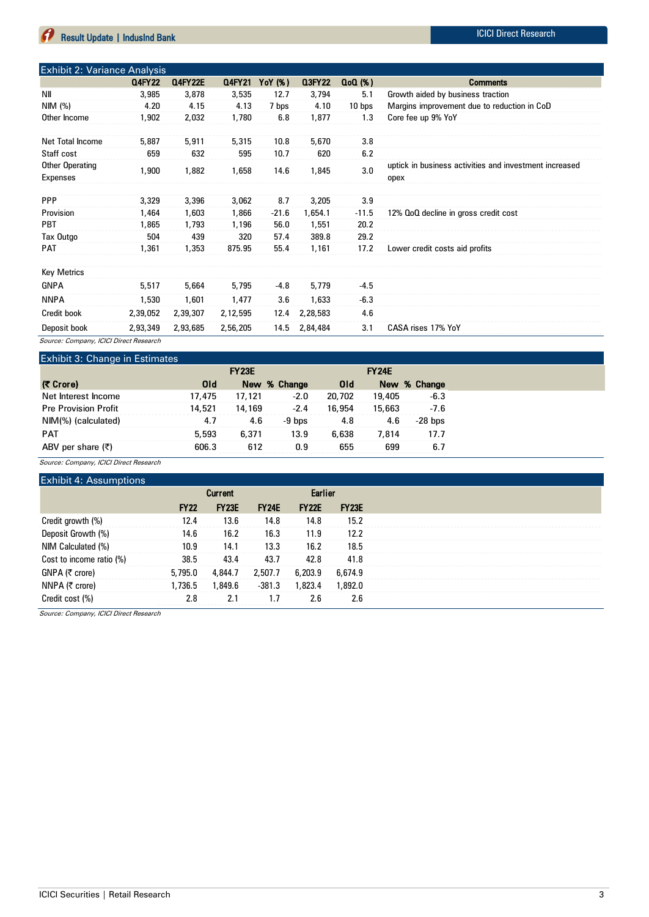## Exhibit 2: Variance Analysis

| | Q4FY22 | Q4FY22E | Q4FY21 | YoY (%) | Q3FY22 | QoQ (%) | Comments |
|---|---|---|---|---|---|---|---|
| NII | 3,985 | 3,878 | 3,535 | 12.7 | 3,794 | 5.1 | Growth aided by business traction |
| NIM (%) | 4.20 | 4.15 | 4.13 | 7 bps | 4.10 | 10 bps | Margins improvement due to reduction in CoD |
| Other Income | 1,902 | 2,032 | 1,780 | 6.8 | 1,877 | 1.3 | Core fee up 9% YoY |
| | | | | | | | |
| Net Total Income | 5,887 | 5,911 | 5,315 | 10.8 | 5,670 | 3.8 | |
| Staff cost | 659 | 632 | 595 | 10.7 | 620 | 6.2 | |
| Other Operating Expenses | 1,900 | 1,882 | 1,658 | 14.6 | 1,845 | 3.0 | uptick in business activities and investment increased opex |
| | | | | | | | |
| PPP | 3,329 | 3,396 | 3,062 | 8.7 | 3,205 | 3.9 | |
| Provision | 1,464 | 1,603 | 1,866 | -21.6 | 1,654.1 | -11.5 | 12% QoQ decline in gross credit cost |
| PBT | 1,865 | 1,793 | 1,196 | 56.0 | 1,551 | 20.2 | |
| Tax Outgo | 504 | 439 | 320 | 57.4 | 389.8 | 29.2 | |
| PAT | 1,361 | 1,353 | 875.95 | 55.4 | 1,161 | 17.2 | Lower credit costs aid profits |
| | | | | | | | |
| Key Metrics | | | | | | | |
| GNPA | 5,517 | 5,664 | 5,795 | -4.8 | 5,779 | -4.5 | |
| NNPA | 1,530 | 1,601 | 1,477 | 3.6 | 1,633 | -6.3 | |
| Credit book | 2,39,052 | 2,39,307 | 2,12,595 | 12.4 | 2,28,583 | 4.6 | |
| Deposit book | 2,93,349 | 2,93,685 | 2,56,205 | 14.5 | 2,84,484 | 3.1 | CASA rises 17% YoY |

*Source: Company, ICICI Direct Research*

## Exhibit 3: Change in Estimates

| | FY23E | | | FY24E | | |
|---|---|---|---|---|---|---|
| (₹ Crore) | Old | New | % Change | Old | New | % Change |
| Net Interest Income | 17,475 | 17,121 | -2.0 | 20,702 | 19,405 | -6.3 |
| Pre Provision Profit | 14,521 | 14,169 | -2.4 | 16,954 | 15,663 | -7.6 |
| NIM(%) (calculated) | 4.7 | 4.6 | -9 bps | 4.8 | 4.6 | -28 bps |
| PAT | 5,593 | 6,371 | 13.9 | 6,638 | 7,814 | 17.7 |
| ABV per share (₹) | 606.3 | 612 | 0.9 | 655 | 699 | 6.7 |

*Source: Company, ICICI Direct Research*

## Exhibit 4: Assumptions

| | Current | | | Earlier | |
|---|---|---|---|---|---|
| | FY22 | FY23E | FY24E | FY22E | FY23E |
| Credit growth (%) | 12.4 | 13.6 | 14.8 | 14.8 | 15.2 |
| Deposit Growth (%) | 14.6 | 16.2 | 16.3 | 11.9 | 12.2 |
| NIM Calculated (%) | 10.9 | 14.1 | 13.3 | 16.2 | 18.5 |
| Cost to income ratio (%) | 38.5 | 43.4 | 43.7 | 42.8 | 41.8 |
| GNPA (₹ crore) | 5,795.0 | 4,844.7 | 2,507.7 | 6,203.9 | 6,674.9 |
| NNPA (₹ crore) | 1,736.5 | 1,849.6 | -381.3 | 1,823.4 | 1,892.0 |
| Credit cost (%) | 2.8 | 2.1 | 1.7 | 2.6 | 2.6 |

*Source: Company, ICICI Direct Research*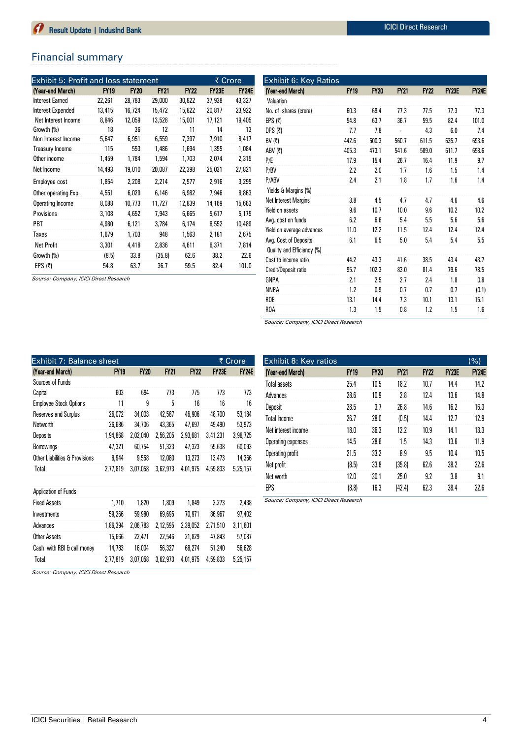## Financial summary

| Exhibit 5: Profit and loss statement | | | | | | ₹ Crore |
|---|---|---|---|---|---|---|
| (Year-end March) | FY19 | FY20 | FY21 | FY22 | FY23E | FY24E |
| Interest Earned | 22,261 | 28,783 | 29,000 | 30,822 | 37,938 | 43,327 |
| Interest Expended | 13,415 | 16,724 | 15,472 | 15,822 | 20,817 | 23,922 |
| Net Interest Income | 8,846 | 12,059 | 13,528 | 15,001 | 17,121 | 19,405 |
| Growth (%) | 18 | 36 | 12 | 11 | 14 | 13 |
| Non Interest Income | 5,647 | 6,951 | 6,559 | 7,397 | 7,910 | 8,417 |
| Treasury Income | 115 | 553 | 1,486 | 1,694 | 1,355 | 1,084 |
| Other income | 1,459 | 1,784 | 1,594 | 1,703 | 2,074 | 2,315 |
| Net Income | 14,493 | 19,010 | 20,087 | 22,398 | 25,031 | 27,821 |
| Employee cost | 1,854 | 2,208 | 2,214 | 2,577 | 2,916 | 3,295 |
| Other operating Exp. | 4,551 | 6,029 | 6,146 | 6,982 | 7,946 | 8,863 |
| Operating Income | 8,088 | 10,773 | 11,727 | 12,839 | 14,169 | 15,663 |
| Provisions | 3,108 | 4,652 | 7,943 | 6,665 | 5,617 | 5,175 |
| PBT | 4,980 | 6,121 | 3,784 | 6,174 | 8,552 | 10,489 |
| Taxes | 1,679 | 1,703 | 948 | 1,563 | 2,181 | 2,675 |
| Net Profit | 3,301 | 4,418 | 2,836 | 4,611 | 6,371 | 7,814 |
| Growth (%) | (8.5) | 33.8 | (35.8) | 62.6 | 38.2 | 22.6 |
| EPS (₹) | 54.8 | 63.7 | 36.7 | 59.5 | 82.4 | 101.0 |

*Source: Company, ICICI Direct Research*

| Exhibit 6: Key Ratios | | | | | | |
|---|---|---|---|---|---|---|
| (Year-end March) | FY19 | FY20 | FY21 | FY22 | FY23E | FY24E |
| Valuation | | | | | | |
| No. of shares (crore) | 60.3 | 69.4 | 77.3 | 77.5 | 77.3 | 77.3 |
| EPS (₹) | 54.8 | 63.7 | 36.7 | 59.5 | 82.4 | 101.0 |
| DPS (₹) | 7.7 | 7.8 | - | 4.3 | 6.0 | 7.4 |
| BV (₹) | 442.6 | 500.3 | 560.7 | 611.5 | 635.7 | 693.6 |
| ABV (₹) | 405.3 | 473.1 | 541.6 | 589.0 | 611.7 | 698.6 |
| P/E | 17.9 | 15.4 | 26.7 | 16.4 | 11.9 | 9.7 |
| P/BV | 2.2 | 2.0 | 1.7 | 1.6 | 1.5 | 1.4 |
| P/ABV | 2.4 | 2.1 | 1.8 | 1.7 | 1.6 | 1.4 |
| Yields & Margins (%) | | | | | | |
| Net Interest Margins | 3.8 | 4.5 | 4.7 | 4.7 | 4.6 | 4.6 |
| Yield on assets | 9.6 | 10.7 | 10.0 | 9.6 | 10.2 | 10.2 |
| Avg. cost on funds | 6.2 | 6.6 | 5.4 | 5.5 | 5.6 | 5.6 |
| Yield on average advances | 11.0 | 12.2 | 11.5 | 12.4 | 12.4 | 12.4 |
| Avg. Cost of Deposits | 6.1 | 6.5 | 5.0 | 5.4 | 5.4 | 5.5 |
| Quality and Efficiency (%) | | | | | | |
| Cost to income ratio | 44.2 | 43.3 | 41.6 | 38.5 | 43.4 | 43.7 |
| Credit/Deposit ratio | 95.7 | 102.3 | 83.0 | 81.4 | 79.6 | 78.5 |
| GNPA | 2.1 | 2.5 | 2.7 | 2.4 | 1.8 | 0.8 |
| NNPA | 1.2 | 0.9 | 0.7 | 0.7 | 0.7 | (0.1) |
| ROE | 13.1 | 14.4 | 7.3 | 10.1 | 13.1 | 15.1 |
| ROA | 1.3 | 1.5 | 0.8 | 1.2 | 1.5 | 1.6 |

*Source: Company, ICICI Direct Research*

| Exhibit 7: Balance sheet | | | | | | ₹ Crore |
|---|---|---|---|---|---|---|
| (Year-end March) | FY19 | FY20 | FY21 | FY22 | FY23E | FY24E |
| Sources of Funds | | | | | | |
| Capital | 603 | 694 | 773 | 775 | 773 | 773 |
| Employee Stock Options | 11 | 9 | 5 | 16 | 16 | 16 |
| Reserves and Surplus | 26,072 | 34,003 | 42,587 | 46,906 | 48,700 | 53,184 |
| Networth | 26,686 | 34,706 | 43,365 | 47,697 | 49,490 | 53,973 |
| Deposits | 1,94,868 | 2,02,040 | 2,56,205 | 2,93,681 | 3,41,231 | 3,96,725 |
| Borrowings | 47,321 | 60,754 | 51,323 | 47,323 | 55,638 | 60,093 |
| Other Liabilities & Provisions | 8,944 | 9,558 | 12,080 | 13,273 | 13,473 | 14,366 |
| Total | 2,77,819 | 3,07,058 | 3,62,973 | 4,01,975 | 4,59,833 | 5,25,157 |
| | | | | | | |
| Application of Funds | | | | | | |
| Fixed Assets | 1,710 | 1,820 | 1,809 | 1,849 | 2,273 | 2,438 |
| Investments | 59,266 | 59,980 | 69,695 | 70,971 | 86,967 | 97,402 |
| Advances | 1,86,394 | 2,06,783 | 2,12,595 | 2,39,052 | 2,71,510 | 3,11,601 |
| Other Assets | 15,666 | 22,471 | 22,546 | 21,829 | 47,843 | 57,087 |
| Cash with RBI & call money | 14,783 | 16,004 | 56,327 | 68,274 | 51,240 | 56,628 |
| Total | 2,77,819 | 3,07,058 | 3,62,973 | 4,01,975 | 4,59,833 | 5,25,157 |

*Source: Company, ICICI Direct Research*

| Exhibit 8: Key ratios | | | | | | (%) |
|---|---|---|---|---|---|---|
| (Year-end March) | FY19 | FY20 | FY21 | FY22 | FY23E | FY24E |
| Total assets | 25.4 | 10.5 | 18.2 | 10.7 | 14.4 | 14.2 |
| Advances | 28.6 | 10.9 | 2.8 | 12.4 | 13.6 | 14.8 |
| Deposit | 28.5 | 3.7 | 26.8 | 14.6 | 16.2 | 16.3 |
| Total Income | 26.7 | 28.0 | (0.5) | 14.4 | 12.7 | 12.9 |
| Net interest income | 18.0 | 36.3 | 12.2 | 10.9 | 14.1 | 13.3 |
| Operating expenses | 14.5 | 28.6 | 1.5 | 14.3 | 13.6 | 11.9 |
| Operating profit | 21.5 | 33.2 | 8.9 | 9.5 | 10.4 | 10.5 |
| Net profit | (8.5) | 33.8 | (35.8) | 62.6 | 38.2 | 22.6 |
| Net worth | 12.0 | 30.1 | 25.0 | 9.2 | 3.8 | 9.1 |
| EPS | (8.8) | 16.3 | (42.4) | 62.3 | 38.4 | 22.6 |

*Source: Company, ICICI Direct Research*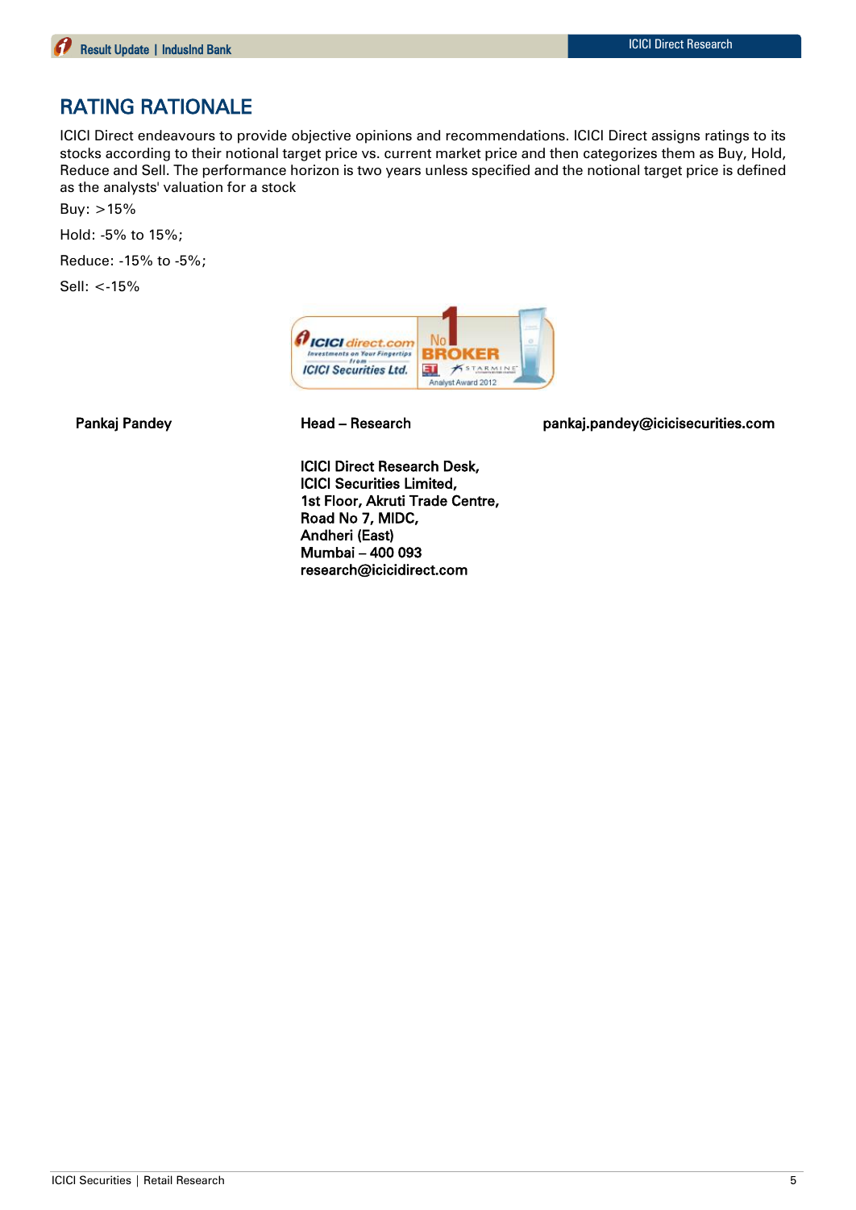## RATING RATIONALE

ICICI Direct endeavours to provide objective opinions and recommendations. ICICI Direct assigns ratings to its stocks according to their notional target price vs. current market price and then categorizes them as Buy, Hold, Reduce and Sell. The performance horizon is two years unless specified and the notional target price is defined as the analysts' valuation for a stock

Buy: >15%

Hold: -5% to 15%;

Reduce: -15% to -5%;

Sell: <-15%

**Pankaj Pandey** | **Head – Research** | **pankaj.pandey@icicisecurities.com**

**ICICI Direct Research Desk,**
**ICICI Securities Limited,**
**1st Floor, Akruti Trade Centre,**
**Road No 7, MIDC,**
**Andheri (East)**
**Mumbai – 400 093**
**research@icicidirect.com**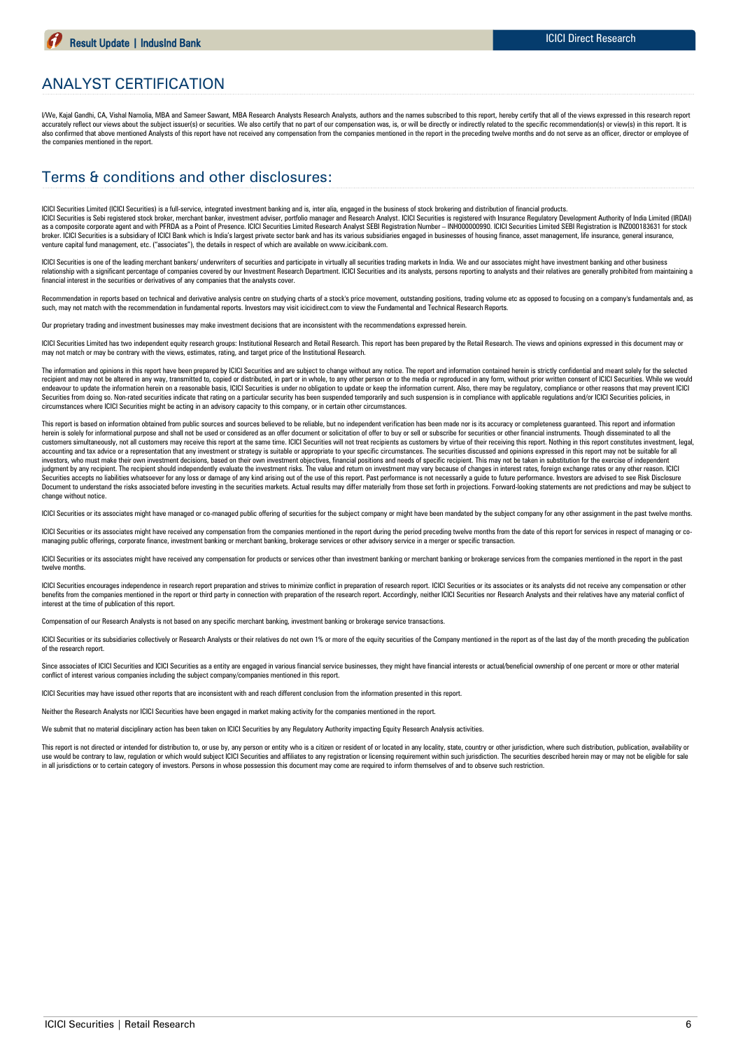## ANALYST CERTIFICATION

I/We, Kajal Gandhi, CA, Vishal Narnolia, MBA and Sameer Sawant, MBA Research Analysts Research Analysts, authors and the names subscribed to this report, hereby certify that all of the views expressed in this research report accurately reflect our views about the subject issuer(s) or securities. We also certify that no part of our compensation was, is, or will be directly or indirectly related to the specific recommendation(s) or view(s) in this report. It is also confirmed that above mentioned Analysts of this report have not received any compensation from the companies mentioned in the report in the preceding twelve months and do not serve as an officer, director or employee of the companies mentioned in the report.

## Terms & conditions and other disclosures:

ICICI Securities Limited (ICICI Securities) is a full-service, integrated investment banking and is, inter alia, engaged in the business of stock brokering and distribution of financial products.
ICICI Securities is Sebi registered stock broker, merchant banker, investment adviser, portfolio manager and Research Analyst. ICICI Securities is registered with Insurance Regulatory Development Authority of India Limited (IRDAI) as a composite corporate agent and with PFRDA as a Point of Presence. ICICI Securities Limited Research Analyst SEBI Registration Number – INH000000990. ICICI Securities Limited SEBI Registration is INZ000183631 for stock broker. ICICI Securities is a subsidiary of ICICI Bank which is India's largest private sector bank and has its various subsidiaries engaged in businesses of housing finance, asset management, life insurance, general insurance, venture capital fund management, etc. ("associates"), the details in respect of which are available on www.icicibank.com.

ICICI Securities is one of the leading merchant bankers/ underwriters of securities and participate in virtually all securities trading markets in India. We and our associates might have investment banking and other business relationship with a significant percentage of companies covered by our Investment Research Department. ICICI Securities and its analysts, persons reporting to analysts and their relatives are generally prohibited from maintaining a financial interest in the securities or derivatives of any companies that the analysts cover.

Recommendation in reports based on technical and derivative analysis centre on studying charts of a stock's price movement, outstanding positions, trading volume etc as opposed to focusing on a company's fundamentals and, as such, may not match with the recommendation in fundamental reports. Investors may visit icicidirect.com to view the Fundamental and Technical Research Reports.

Our proprietary trading and investment businesses may make investment decisions that are inconsistent with the recommendations expressed herein.

ICICI Securities Limited has two independent equity research groups: Institutional Research and Retail Research. This report has been prepared by the Retail Research. The views and opinions expressed in this document may or may not match or may be contrary with the views, estimates, rating, and target price of the Institutional Research.

The information and opinions in this report have been prepared by ICICI Securities and are subject to change without any notice. The report and information contained herein is strictly confidential and meant solely for the selected recipient and may not be altered in any way, transmitted to, copied or distributed, in part or in whole, to any other person or to the media or reproduced in any form, without prior written consent of ICICI Securities. While we would endeavour to update the information herein on a reasonable basis, ICICI Securities is under no obligation to update or keep the information current. Also, there may be regulatory, compliance or other reasons that may prevent ICICI Securities from doing so. Non-rated securities indicate that rating on a particular security has been suspended temporarily and such suspension is in compliance with applicable regulations and/or ICICI Securities policies, in circumstances where ICICI Securities might be acting in an advisory capacity to this company, or in certain other circumstances.

This report is based on information obtained from public sources and sources believed to be reliable, but no independent verification has been made nor is its accuracy or completeness guaranteed. This report and information herein is solely for informational purpose and shall not be used or considered as an offer document or solicitation of offer to buy or sell or subscribe for securities or other financial instruments. Though disseminated to all the customers simultaneously, not all customers may receive this report at the same time. ICICI Securities will not treat recipients as customers by virtue of their receiving this report. Nothing in this report constitutes investment, legal, accounting and tax advice or a representation that any investment or strategy is suitable or appropriate to your specific circumstances. The securities discussed and opinions expressed in this report may not be suitable for all investors, who must make their own investment decisions, based on their own investment objectives, financial positions and needs of specific recipient. This may not be taken in substitution for the exercise of independent judgment by any recipient. The recipient should independently evaluate the investment risks. The value and return on investment may vary because of changes in interest rates, foreign exchange rates or any other reason. ICICI Securities accepts no liabilities whatsoever for any loss or damage of any kind arising out of the use of this report. Past performance is not necessarily a guide to future performance. Investors are advised to see Risk Disclosure Document to understand the risks associated before investing in the securities markets. Actual results may differ materially from those set forth in projections. Forward-looking statements are not predictions and may be subject to change without notice.

ICICI Securities or its associates might have managed or co-managed public offering of securities for the subject company or might have been mandated by the subject company for any other assignment in the past twelve months.

ICICI Securities or its associates might have received any compensation from the companies mentioned in the report during the period preceding twelve months from the date of this report for services in respect of managing or co-managing public offerings, corporate finance, investment banking or merchant banking, brokerage services or other advisory service in a merger or specific transaction.

ICICI Securities or its associates might have received any compensation for products or services other than investment banking or merchant banking or brokerage services from the companies mentioned in the report in the past twelve months.

ICICI Securities encourages independence in research report preparation and strives to minimize conflict in preparation of research report. ICICI Securities or its associates or its analysts did not receive any compensation or other benefits from the companies mentioned in the report or third party in connection with preparation of the research report. Accordingly, neither ICICI Securities nor Research Analysts and their relatives have any material conflict of interest at the time of publication of this report.

Compensation of our Research Analysts is not based on any specific merchant banking, investment banking or brokerage service transactions.

ICICI Securities or its subsidiaries collectively or Research Analysts or their relatives do not own 1% or more of the equity securities of the Company mentioned in the report as of the last day of the month preceding the publication of the research report.

Since associates of ICICI Securities and ICICI Securities as a entity are engaged in various financial service businesses, they might have financial interests or actual/beneficial ownership of one percent or more or other material conflict of interest various companies including the subject company/companies mentioned in this report.

ICICI Securities may have issued other reports that are inconsistent with and reach different conclusion from the information presented in this report.

Neither the Research Analysts nor ICICI Securities have been engaged in market making activity for the companies mentioned in the report.

We submit that no material disciplinary action has been taken on ICICI Securities by any Regulatory Authority impacting Equity Research Analysis activities.

This report is not directed or intended for distribution to, or use by, any person or entity who is a citizen or resident of or located in any locality, state, country or other jurisdiction, where such distribution, publication, availability or use would be contrary to law, regulation or which would subject ICICI Securities and affiliates to any registration or licensing requirement within such jurisdiction. The securities described herein may or may not be eligible for sale in all jurisdictions or to certain category of investors. Persons in whose possession this document may come are required to inform themselves of and to observe such restriction.